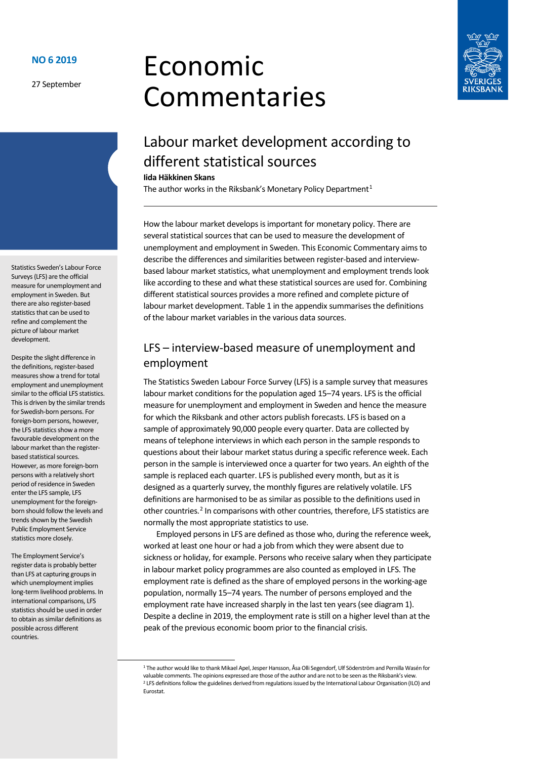NO 6 2019

27 September

# Economic Commentaries

## Labour market development according to different statistical sources

**Iida Häkkinen Skans**

The author works in the Riksbank's Monetary Policy Department[1]

Statistics Sweden's Labour Force Surveys (LFS) are the official measure for unemployment and employment in Sweden. But there are also register-based statistics that can be used to refine and complement the picture of labour market development.

Despite the slight difference in the definitions, register-based measures show a trend for total employment and unemployment similar to the official LFS statistics. This is driven by the similar trends for Swedish-born persons. For foreign-born persons, however, the LFS statistics show a more favourable development on the labour market than the register-based statistical sources. However, as more foreign-born persons with a relatively short period of residence in Sweden enter the LFS sample, LFS unemployment for the foreign-born should follow the levels and trends shown by the Swedish Public Employment Service statistics more closely.

The Employment Service's register data is probably better than LFS at capturing groups in which unemployment implies long-term livelihood problems. In international comparisons, LFS statistics should be used in order to obtain as similar definitions as possible across different countries.

How the labour market develops is important for monetary policy. There are several statistical sources that can be used to measure the development of unemployment and employment in Sweden. This Economic Commentary aims to describe the differences and similarities between register-based and interview-based labour market statistics, what unemployment and employment trends look like according to these and what these statistical sources are used for. Combining different statistical sources provides a more refined and complete picture of labour market development. Table 1 in the appendix summarises the definitions of the labour market variables in the various data sources.

### LFS – interview-based measure of unemployment and employment

The Statistics Sweden Labour Force Survey (LFS) is a sample survey that measures labour market conditions for the population aged 15–74 years. LFS is the official measure for unemployment and employment in Sweden and hence the measure for which the Riksbank and other actors publish forecasts. LFS is based on a sample of approximately 90,000 people every quarter. Data are collected by means of telephone interviews in which each person in the sample responds to questions about their labour market status during a specific reference week. Each person in the sample is interviewed once a quarter for two years. An eighth of the sample is replaced each quarter. LFS is published every month, but as it is designed as a quarterly survey, the monthly figures are relatively volatile. LFS definitions are harmonised to be as similar as possible to the definitions used in other countries.[2] In comparisons with other countries, therefore, LFS statistics are normally the most appropriate statistics to use.

Employed persons in LFS are defined as those who, during the reference week, worked at least one hour or had a job from which they were absent due to sickness or holiday, for example. Persons who receive salary when they participate in labour market policy programmes are also counted as employed in LFS. The employment rate is defined as the share of employed persons in the working-age population, normally 15–74 years. The number of persons employed and the employment rate have increased sharply in the last ten years (see diagram 1). Despite a decline in 2019, the employment rate is still on a higher level than at the peak of the previous economic boom prior to the financial crisis.

[1] The author would like to thank Mikael Apel, Jesper Hansson, Åsa Olli Segendorf, Ulf Söderström and Pernilla Wasén for valuable comments. The opinions expressed are those of the author and are not to be seen as the Riksbank's view.

[2] LFS definitions follow the guidelines derived from regulations issued by the International Labour Organisation (ILO) and Eurostat.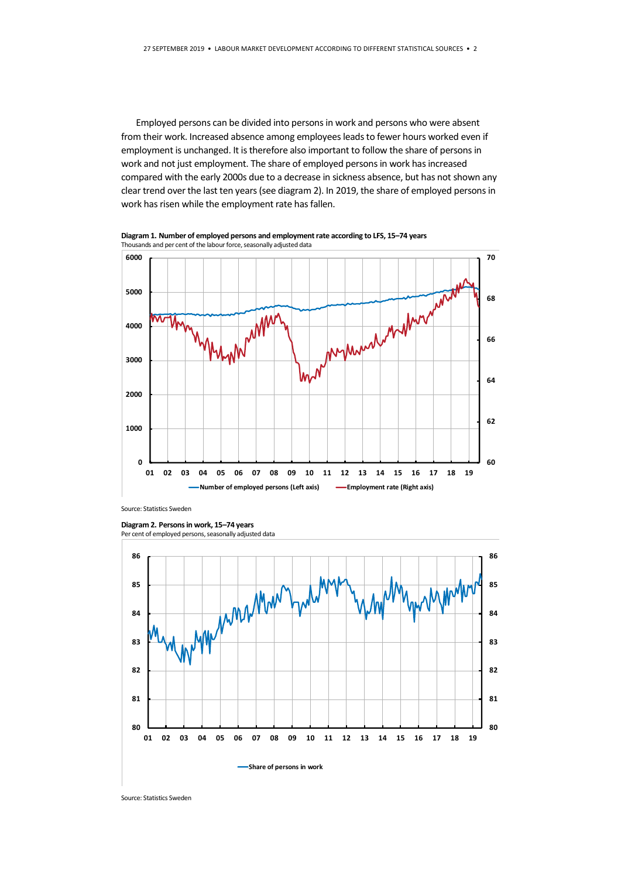Employed persons can be divided into persons in work and persons who were absent from their work. Increased absence among employees leads to fewer hours worked even if employment is unchanged. It is therefore also important to follow the share of persons in work and not just employment. The share of employed persons in work has increased compared with the early 2000s due to a decrease in sickness absence, but has not shown any clear trend over the last ten years (see diagram 2). In 2019, the share of employed persons in work has risen while the employment rate has fallen.

**Diagram 1. Number of employed persons and employment rate according to LFS, 15–74 years**
Thousands and per cent of the labour force, seasonally adjusted data

Source: Statistics Sweden

**Diagram 2. Persons in work, 15–74 years**
Per cent of employed persons, seasonally adjusted data

Source: Statistics Sweden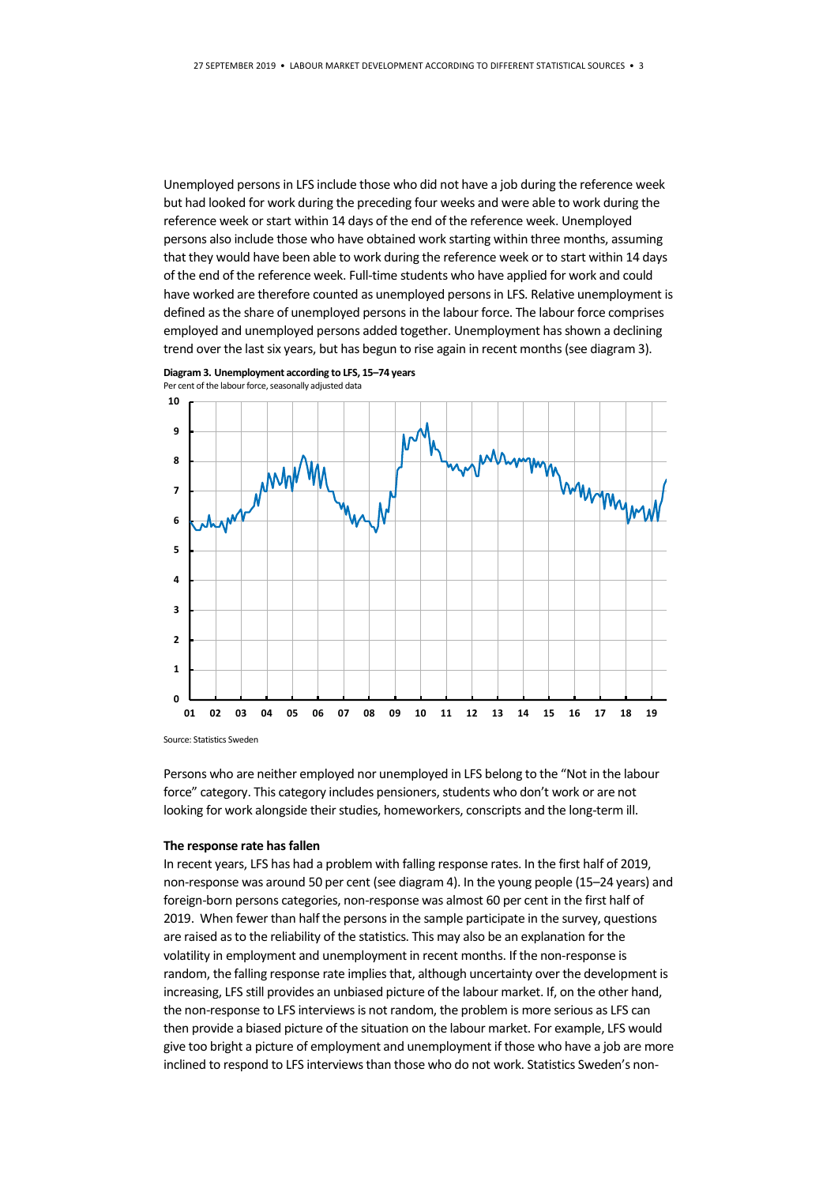Unemployed persons in LFS include those who did not have a job during the reference week but had looked for work during the preceding four weeks and were able to work during the reference week or start within 14 days of the end of the reference week. Unemployed persons also include those who have obtained work starting within three months, assuming that they would have been able to work during the reference week or to start within 14 days of the end of the reference week. Full-time students who have applied for work and could have worked are therefore counted as unemployed persons in LFS. Relative unemployment is defined as the share of unemployed persons in the labour force. The labour force comprises employed and unemployed persons added together. Unemployment has shown a declining trend over the last six years, but has begun to rise again in recent months (see diagram 3).

**Diagram 3. Unemployment according to LFS, 15–74 years**
Per cent of the labour force, seasonally adjusted data

Source: Statistics Sweden

Persons who are neither employed nor unemployed in LFS belong to the "Not in the labour force" category. This category includes pensioners, students who don't work or are not looking for work alongside their studies, homeworkers, conscripts and the long-term ill.

### The response rate has fallen

In recent years, LFS has had a problem with falling response rates. In the first half of 2019, non-response was around 50 per cent (see diagram 4). In the young people (15–24 years) and foreign-born persons categories, non-response was almost 60 per cent in the first half of 2019. When fewer than half the persons in the sample participate in the survey, questions are raised as to the reliability of the statistics. This may also be an explanation for the volatility in employment and unemployment in recent months. If the non-response is random, the falling response rate implies that, although uncertainty over the development is increasing, LFS still provides an unbiased picture of the labour market. If, on the other hand, the non-response to LFS interviews is not random, the problem is more serious as LFS can then provide a biased picture of the situation on the labour market. For example, LFS would give too bright a picture of employment and unemployment if those who have a job are more inclined to respond to LFS interviews than those who do not work. Statistics Sweden's non-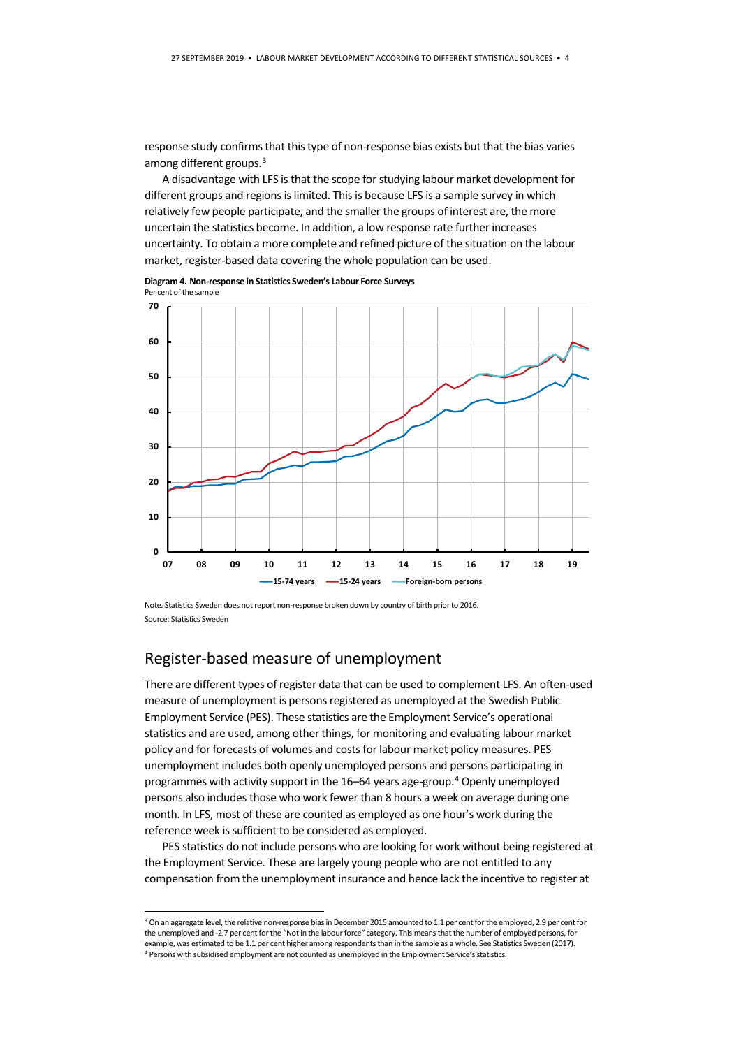response study confirms that this type of non-response bias exists but that the bias varies among different groups.[3]

A disadvantage with LFS is that the scope for studying labour market development for different groups and regions is limited. This is because LFS is a sample survey in which relatively few people participate, and the smaller the groups of interest are, the more uncertain the statistics become. In addition, a low response rate further increases uncertainty. To obtain a more complete and refined picture of the situation on the labour market, register-based data covering the whole population can be used.

**Diagram 4. Non-response in Statistics Sweden's Labour Force Surveys**
Per cent of the sample

Note. Statistics Sweden does not report non-response broken down by country of birth prior to 2016.
Source: Statistics Sweden

## Register-based measure of unemployment

There are different types of register data that can be used to complement LFS. An often-used measure of unemployment is persons registered as unemployed at the Swedish Public Employment Service (PES). These statistics are the Employment Service's operational statistics and are used, among other things, for monitoring and evaluating labour market policy and for forecasts of volumes and costs for labour market policy measures. PES unemployment includes both openly unemployed persons and persons participating in programmes with activity support in the 16–64 years age-group.[4] Openly unemployed persons also includes those who work fewer than 8 hours a week on average during one month. In LFS, most of these are counted as employed as one hour's work during the reference week is sufficient to be considered as employed.

PES statistics do not include persons who are looking for work without being registered at the Employment Service. These are largely young people who are not entitled to any compensation from the unemployment insurance and hence lack the incentive to register at

[3] On an aggregate level, the relative non-response bias in December 2015 amounted to 1.1 per cent for the employed, 2.9 per cent for the unemployed and -2.7 per cent for the "Not in the labour force" category. This means that the number of employed persons, for example, was estimated to be 1.1 per cent higher among respondents than in the sample as a whole. See Statistics Sweden (2017).

[4] Persons with subsidised employment are not counted as unemployed in the Employment Service's statistics.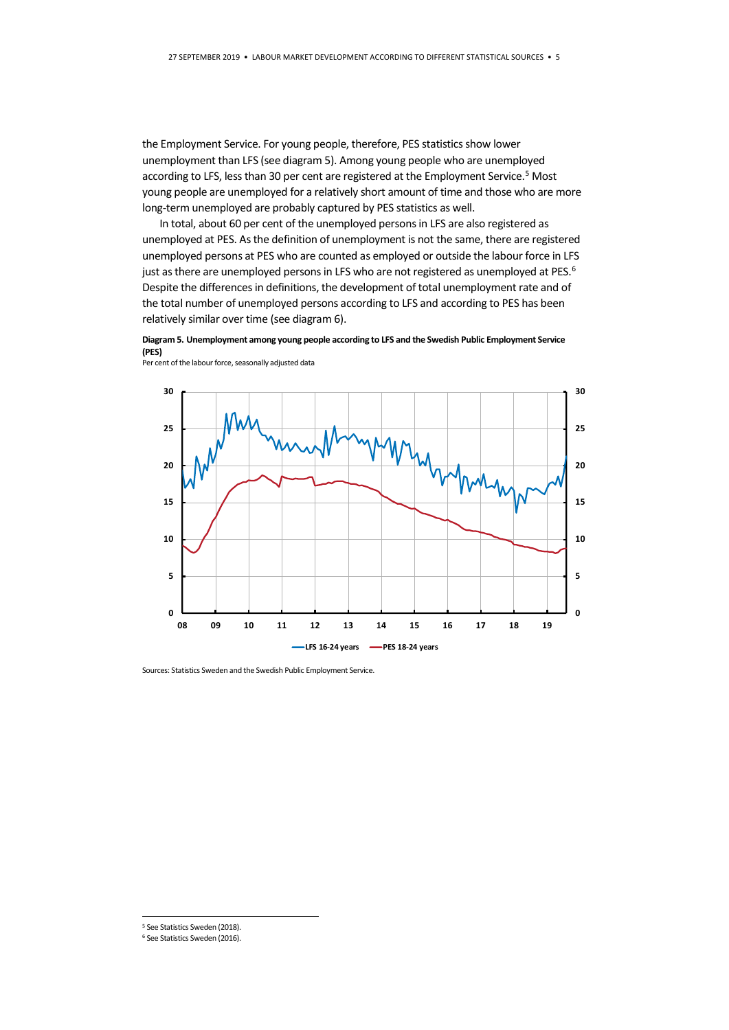the Employment Service. For young people, therefore, PES statistics show lower unemployment than LFS (see diagram 5). Among young people who are unemployed according to LFS, less than 30 per cent are registered at the Employment Service.[5] Most young people are unemployed for a relatively short amount of time and those who are more long-term unemployed are probably captured by PES statistics as well.

In total, about 60 per cent of the unemployed persons in LFS are also registered as unemployed at PES. As the definition of unemployment is not the same, there are registered unemployed persons at PES who are counted as employed or outside the labour force in LFS just as there are unemployed persons in LFS who are not registered as unemployed at PES.[6] Despite the differences in definitions, the development of total unemployment rate and of the total number of unemployed persons according to LFS and according to PES has been relatively similar over time (see diagram 6).

**Diagram 5. Unemployment among young people according to LFS and the Swedish Public Employment Service (PES)**

Per cent of the labour force, seasonally adjusted data

Sources: Statistics Sweden and the Swedish Public Employment Service.

---

[5] See Statistics Sweden (2018).

[6] See Statistics Sweden (2016).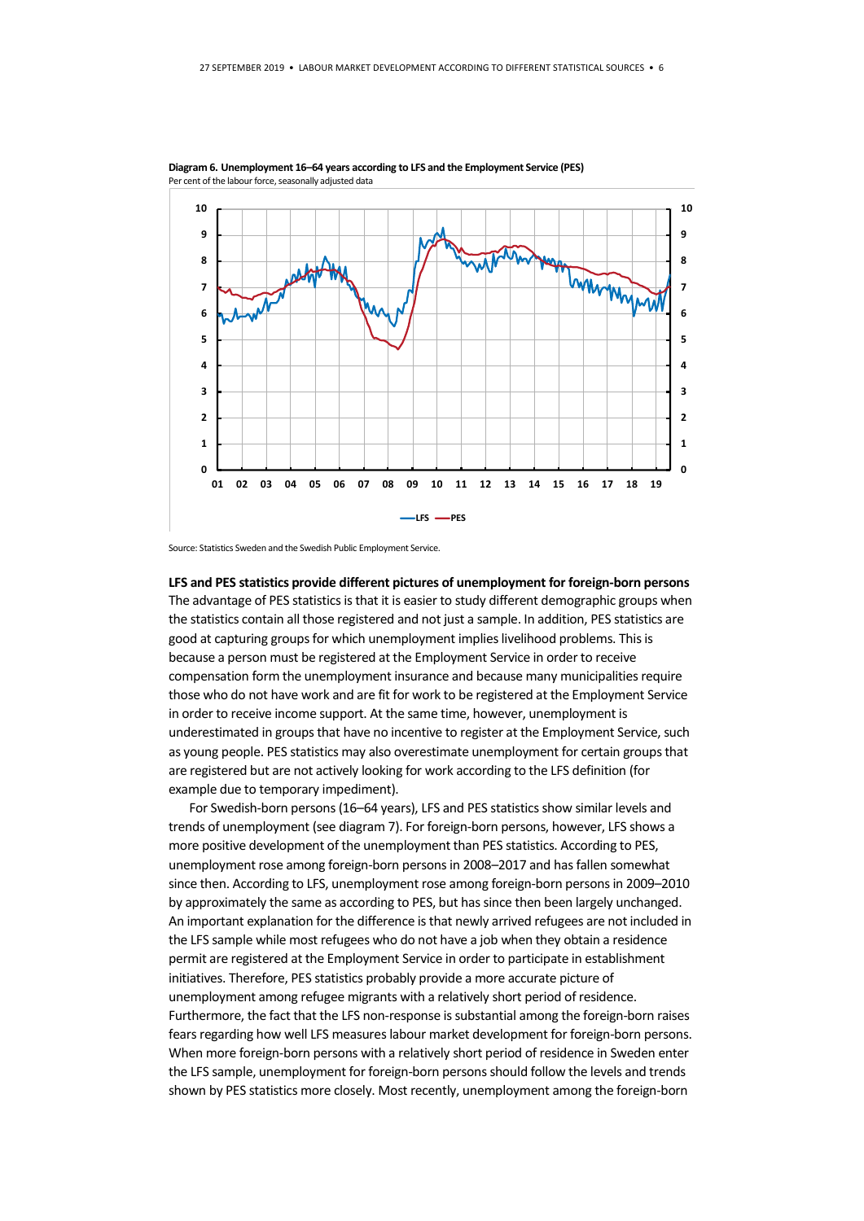**Diagram 6. Unemployment 16–64 years according to LFS and the Employment Service (PES)**
Per cent of the labour force, seasonally adjusted data

Source: Statistics Sweden and the Swedish Public Employment Service.

**LFS and PES statistics provide different pictures of unemployment for foreign-born persons**

The advantage of PES statistics is that it is easier to study different demographic groups when the statistics contain all those registered and not just a sample. In addition, PES statistics are good at capturing groups for which unemployment implies livelihood problems. This is because a person must be registered at the Employment Service in order to receive compensation form the unemployment insurance and because many municipalities require those who do not have work and are fit for work to be registered at the Employment Service in order to receive income support. At the same time, however, unemployment is underestimated in groups that have no incentive to register at the Employment Service, such as young people. PES statistics may also overestimate unemployment for certain groups that are registered but are not actively looking for work according to the LFS definition (for example due to temporary impediment).

For Swedish-born persons (16–64 years), LFS and PES statistics show similar levels and trends of unemployment (see diagram 7). For foreign-born persons, however, LFS shows a more positive development of the unemployment than PES statistics. According to PES, unemployment rose among foreign-born persons in 2008–2017 and has fallen somewhat since then. According to LFS, unemployment rose among foreign-born persons in 2009–2010 by approximately the same as according to PES, but has since then been largely unchanged. An important explanation for the difference is that newly arrived refugees are not included in the LFS sample while most refugees who do not have a job when they obtain a residence permit are registered at the Employment Service in order to participate in establishment initiatives. Therefore, PES statistics probably provide a more accurate picture of unemployment among refugee migrants with a relatively short period of residence. Furthermore, the fact that the LFS non-response is substantial among the foreign-born raises fears regarding how well LFS measures labour market development for foreign-born persons. When more foreign-born persons with a relatively short period of residence in Sweden enter the LFS sample, unemployment for foreign-born persons should follow the levels and trends shown by PES statistics more closely. Most recently, unemployment among the foreign-born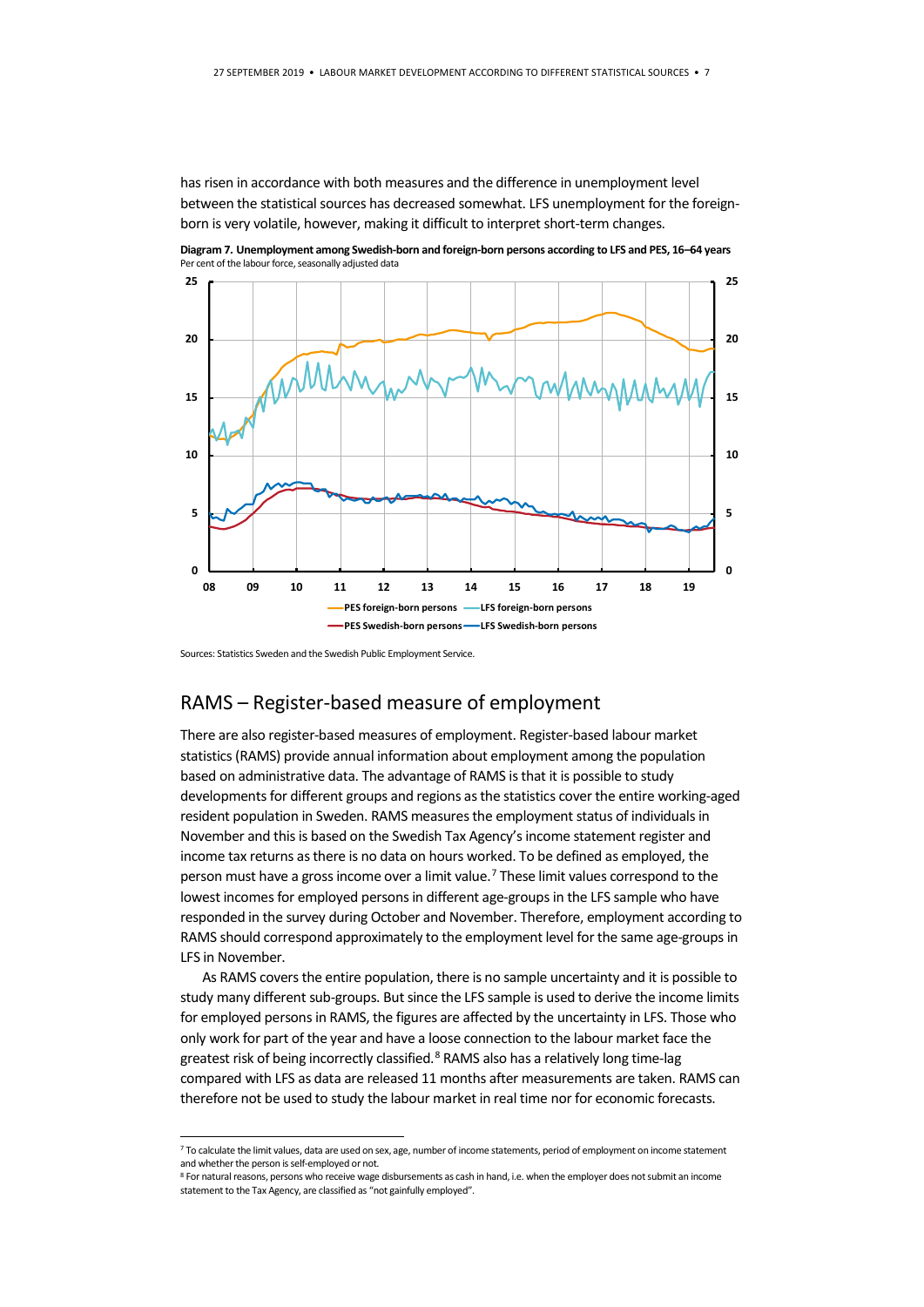has risen in accordance with both measures and the difference in unemployment level between the statistical sources has decreased somewhat. LFS unemployment for the foreign-born is very volatile, however, making it difficult to interpret short-term changes.

**Diagram 7. Unemployment among Swedish-born and foreign-born persons according to LFS and PES, 16–64 years**
Per cent of the labour force, seasonally adjusted data

Sources: Statistics Sweden and the Swedish Public Employment Service.

## RAMS – Register-based measure of employment

There are also register-based measures of employment. Register-based labour market statistics (RAMS) provide annual information about employment among the population based on administrative data. The advantage of RAMS is that it is possible to study developments for different groups and regions as the statistics cover the entire working-aged resident population in Sweden. RAMS measures the employment status of individuals in November and this is based on the Swedish Tax Agency's income statement register and income tax returns as there is no data on hours worked. To be defined as employed, the person must have a gross income over a limit value.[7] These limit values correspond to the lowest incomes for employed persons in different age-groups in the LFS sample who have responded in the survey during October and November. Therefore, employment according to RAMS should correspond approximately to the employment level for the same age-groups in LFS in November.

As RAMS covers the entire population, there is no sample uncertainty and it is possible to study many different sub-groups. But since the LFS sample is used to derive the income limits for employed persons in RAMS, the figures are affected by the uncertainty in LFS. Those who only work for part of the year and have a loose connection to the labour market face the greatest risk of being incorrectly classified.[8] RAMS also has a relatively long time-lag compared with LFS as data are released 11 months after measurements are taken. RAMS can therefore not be used to study the labour market in real time nor for economic forecasts.

---

[7] To calculate the limit values, data are used on sex, age, number of income statements, period of employment on income statement and whether the person is self-employed or not.

[8] For natural reasons, persons who receive wage disbursements as cash in hand, i.e. when the employer does not submit an income statement to the Tax Agency, are classified as "not gainfully employed".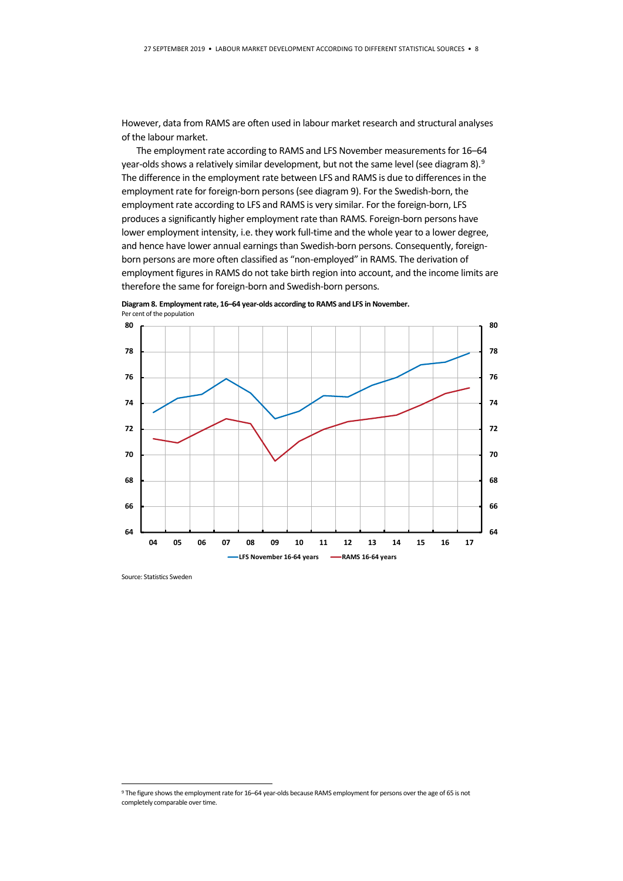However, data from RAMS are often used in labour market research and structural analyses of the labour market.

The employment rate according to RAMS and LFS November measurements for 16–64 year-olds shows a relatively similar development, but not the same level (see diagram 8).[9] The difference in the employment rate between LFS and RAMS is due to differences in the employment rate for foreign-born persons (see diagram 9). For the Swedish-born, the employment rate according to LFS and RAMS is very similar. For the foreign-born, LFS produces a significantly higher employment rate than RAMS. Foreign-born persons have lower employment intensity, i.e. they work full-time and the whole year to a lower degree, and hence have lower annual earnings than Swedish-born persons. Consequently, foreign-born persons are more often classified as "non-employed" in RAMS. The derivation of employment figures in RAMS do not take birth region into account, and the income limits are therefore the same for foreign-born and Swedish-born persons.

**Diagram 8. Employment rate, 16–64 year-olds according to RAMS and LFS in November.**
Per cent of the population

Source: Statistics Sweden

[9] The figure shows the employment rate for 16–64 year-olds because RAMS employment for persons over the age of 65 is not completely comparable over time.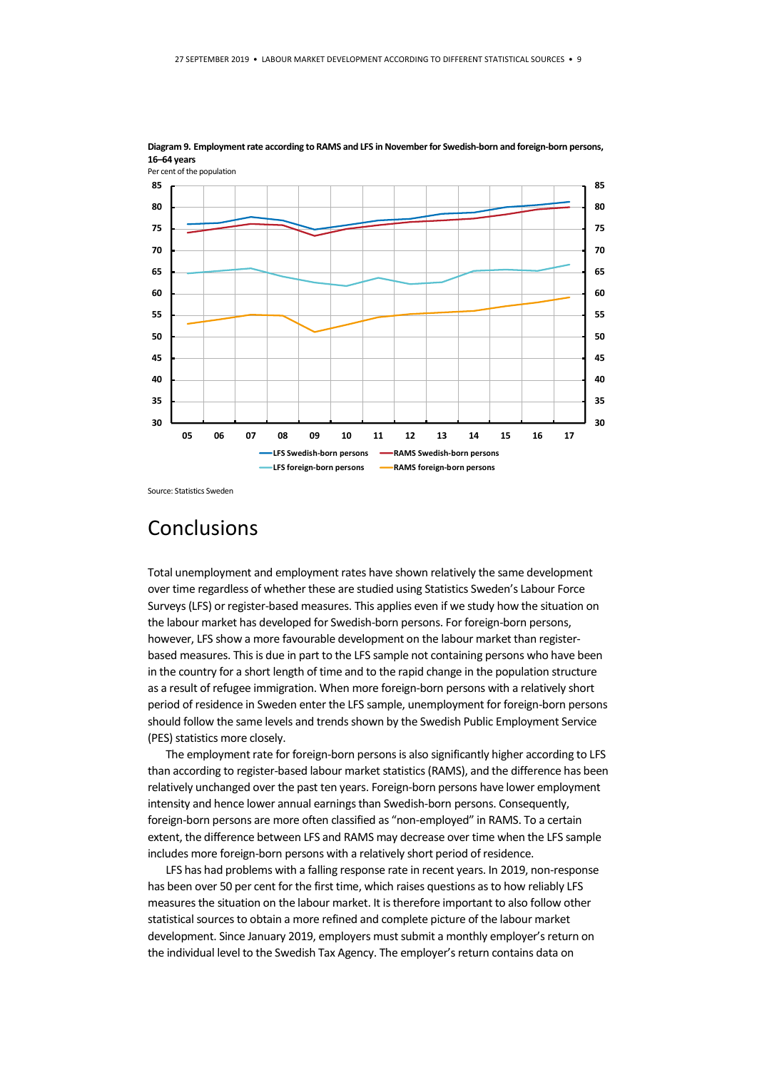**Diagram 9. Employment rate according to RAMS and LFS in November for Swedish-born and foreign-born persons, 16–64 years**

Per cent of the population

Source: Statistics Sweden

# Conclusions

Total unemployment and employment rates have shown relatively the same development over time regardless of whether these are studied using Statistics Sweden's Labour Force Surveys (LFS) or register-based measures. This applies even if we study how the situation on the labour market has developed for Swedish-born persons. For foreign-born persons, however, LFS show a more favourable development on the labour market than register-based measures. This is due in part to the LFS sample not containing persons who have been in the country for a short length of time and to the rapid change in the population structure as a result of refugee immigration. When more foreign-born persons with a relatively short period of residence in Sweden enter the LFS sample, unemployment for foreign-born persons should follow the same levels and trends shown by the Swedish Public Employment Service (PES) statistics more closely.

The employment rate for foreign-born persons is also significantly higher according to LFS than according to register-based labour market statistics (RAMS), and the difference has been relatively unchanged over the past ten years. Foreign-born persons have lower employment intensity and hence lower annual earnings than Swedish-born persons. Consequently, foreign-born persons are more often classified as "non-employed" in RAMS. To a certain extent, the difference between LFS and RAMS may decrease over time when the LFS sample includes more foreign-born persons with a relatively short period of residence.

LFS has had problems with a falling response rate in recent years. In 2019, non-response has been over 50 per cent for the first time, which raises questions as to how reliably LFS measures the situation on the labour market. It is therefore important to also follow other statistical sources to obtain a more refined and complete picture of the labour market development. Since January 2019, employers must submit a monthly employer's return on the individual level to the Swedish Tax Agency. The employer's return contains data on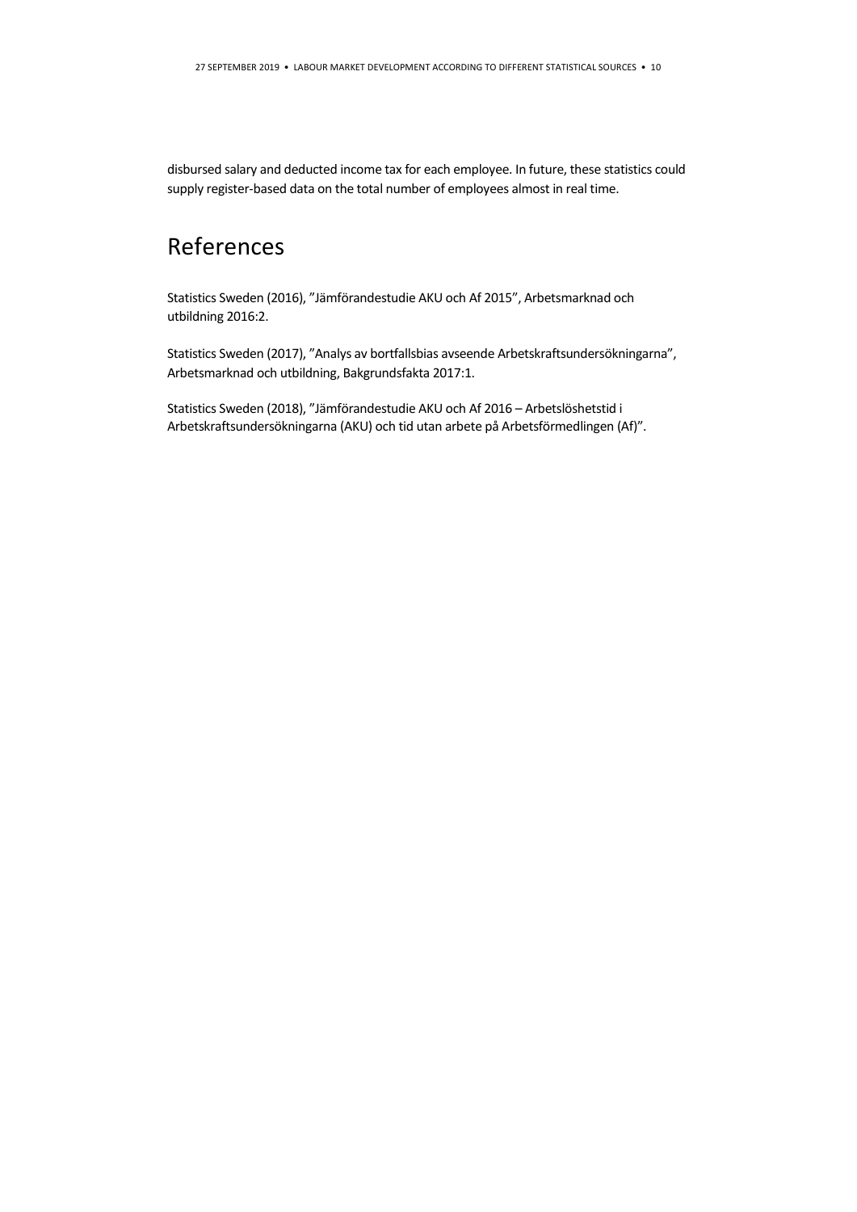disbursed salary and deducted income tax for each employee. In future, these statistics could supply register-based data on the total number of employees almost in real time.

# References

Statistics Sweden (2016), ”Jämförandestudie AKU och Af 2015”, Arbetsmarknad och utbildning 2016:2.

Statistics Sweden (2017), ”Analys av bortfallsbias avseende Arbetskraftsundersökningarna”, Arbetsmarknad och utbildning, Bakgrundsfakta 2017:1.

Statistics Sweden (2018), ”Jämförandestudie AKU och Af 2016 – Arbetslöshetstid i Arbetskraftsundersökningarna (AKU) och tid utan arbete på Arbetsförmedlingen (Af)”.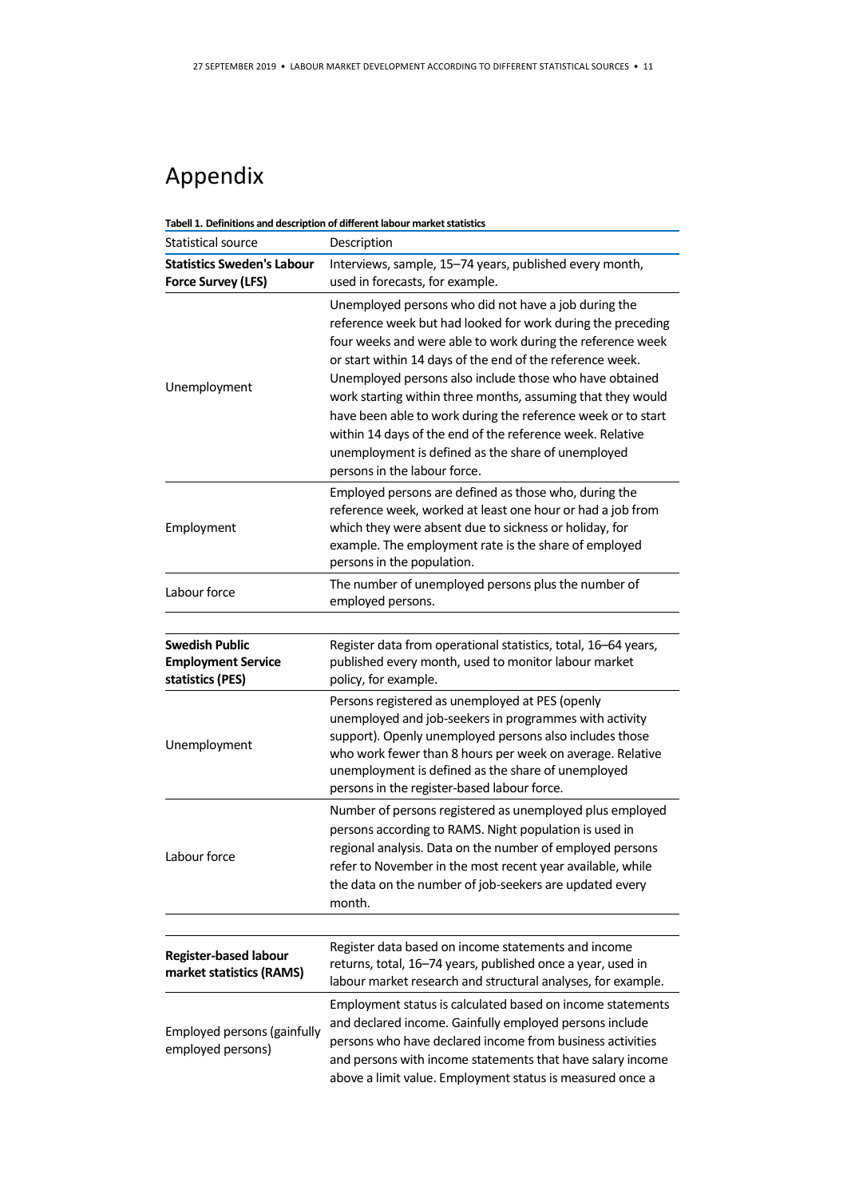# Appendix

**Tabell 1. Definitions and description of different labour market statistics**

| Statistical source | Description |
|---|---|
| **Statistics Sweden's Labour Force Survey (LFS)** | Interviews, sample, 15–74 years, published every month, used in forecasts, for example. |
| Unemployment | Unemployed persons who did not have a job during the reference week but had looked for work during the preceding four weeks and were able to work during the reference week or start within 14 days of the end of the reference week. Unemployed persons also include those who have obtained work starting within three months, assuming that they would have been able to work during the reference week or to start within 14 days of the end of the reference week. Relative unemployment is defined as the share of unemployed persons in the labour force. |
| Employment | Employed persons are defined as those who, during the reference week, worked at least one hour or had a job from which they were absent due to sickness or holiday, for example. The employment rate is the share of employed persons in the population. |
| Labour force | The number of unemployed persons plus the number of employed persons. |
| | |
| **Swedish Public Employment Service statistics (PES)** | Register data from operational statistics, total, 16–64 years, published every month, used to monitor labour market policy, for example. |
| Unemployment | Persons registered as unemployed at PES (openly unemployed and job-seekers in programmes with activity support). Openly unemployed persons also includes those who work fewer than 8 hours per week on average. Relative unemployment is defined as the share of unemployed persons in the register-based labour force. |
| Labour force | Number of persons registered as unemployed plus employed persons according to RAMS. Night population is used in regional analysis. Data on the number of employed persons refer to November in the most recent year available, while the data on the number of job-seekers are updated every month. |
| | |
| **Register-based labour market statistics (RAMS)** | Register data based on income statements and income returns, total, 16–74 years, published once a year, used in labour market research and structural analyses, for example. |
| Employed persons (gainfully employed persons) | Employment status is calculated based on income statements and declared income. Gainfully employed persons include persons who have declared income from business activities and persons with income statements that have salary income above a limit value. Employment status is measured once a |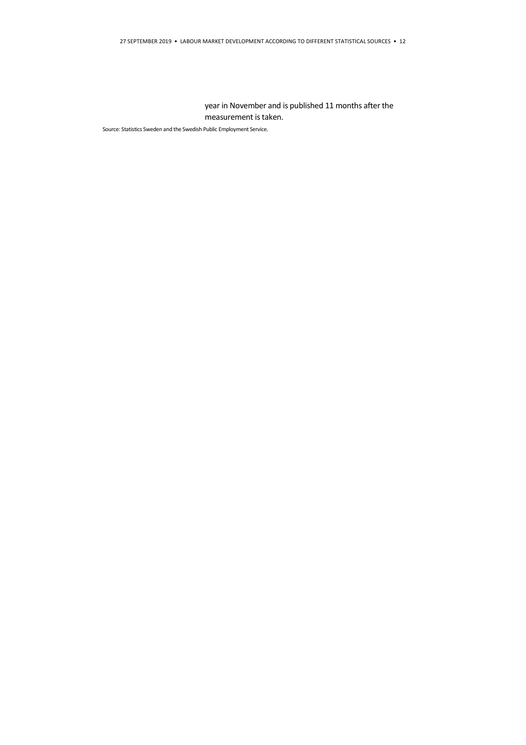year in November and is published 11 months after the measurement is taken.

Source: Statistics Sweden and the Swedish Public Employment Service.